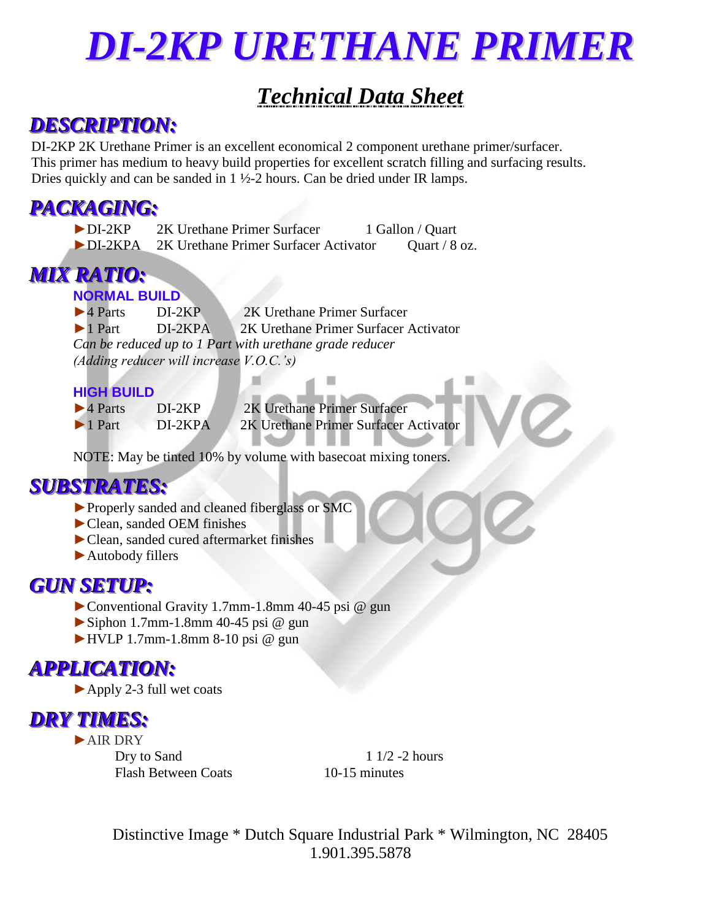# DI-2KP URETHANE PRIMER

## *Technical Data Sheet*

## *DESCRIPTION:*

DI-2KP 2K Urethane Primer is an excellent economical 2 component urethane primer/surfacer. This primer has medium to heavy build properties for excellent scratch filling and surfacing results. Dries quickly and can be sanded in 1 ½-2 hours. Can be dried under IR lamps.

## *PACKAGING:*

- ►DI-2KP 2K Urethane Primer Surfacer 1 Gallon / Quart
- ►DI-2KPA 2K Urethane Primer Surfacer Activator Quart / 8 oz.

## *MIX RATIO:*

### NORMAL BUILD

- ►4 Parts DI-2KP 2K Urethane Primer Surfacer
- ►1 Part DI-2KPA 2K Urethane Primer Surfacer Activator

*Can be reduced up to 1 Part with urethane grade reducer*
*(Adding reducer will increase V.O.C.'s)*

### HIGH BUILD

- ►4 Parts DI-2KP 2K Urethane Primer Surfacer
- ►1 Part DI-2KPA 2K Urethane Primer Surfacer Activator

NOTE: May be tinted 10% by volume with basecoat mixing toners.

## *SUBSTRATES:*

- ►Properly sanded and cleaned fiberglass or SMC
- ►Clean, sanded OEM finishes
- ►Clean, sanded cured aftermarket finishes
- ►Autobody fillers

## *GUN SETUP:*

- ►Conventional Gravity 1.7mm-1.8mm 40-45 psi @ gun
- ►Siphon 1.7mm-1.8mm 40-45 psi @ gun
- ►HVLP 1.7mm-1.8mm 8-10 psi @ gun

## *APPLICATION:*

- ►Apply 2-3 full wet coats

## *DRY TIMES:*

►AIR DRY

| | |
|---|---|
| Dry to Sand | 1 1/2 -2 hours |
| Flash Between Coats | 10-15 minutes |

Distinctive Image * Dutch Square Industrial Park * Wilmington, NC 28405
1.901.395.5878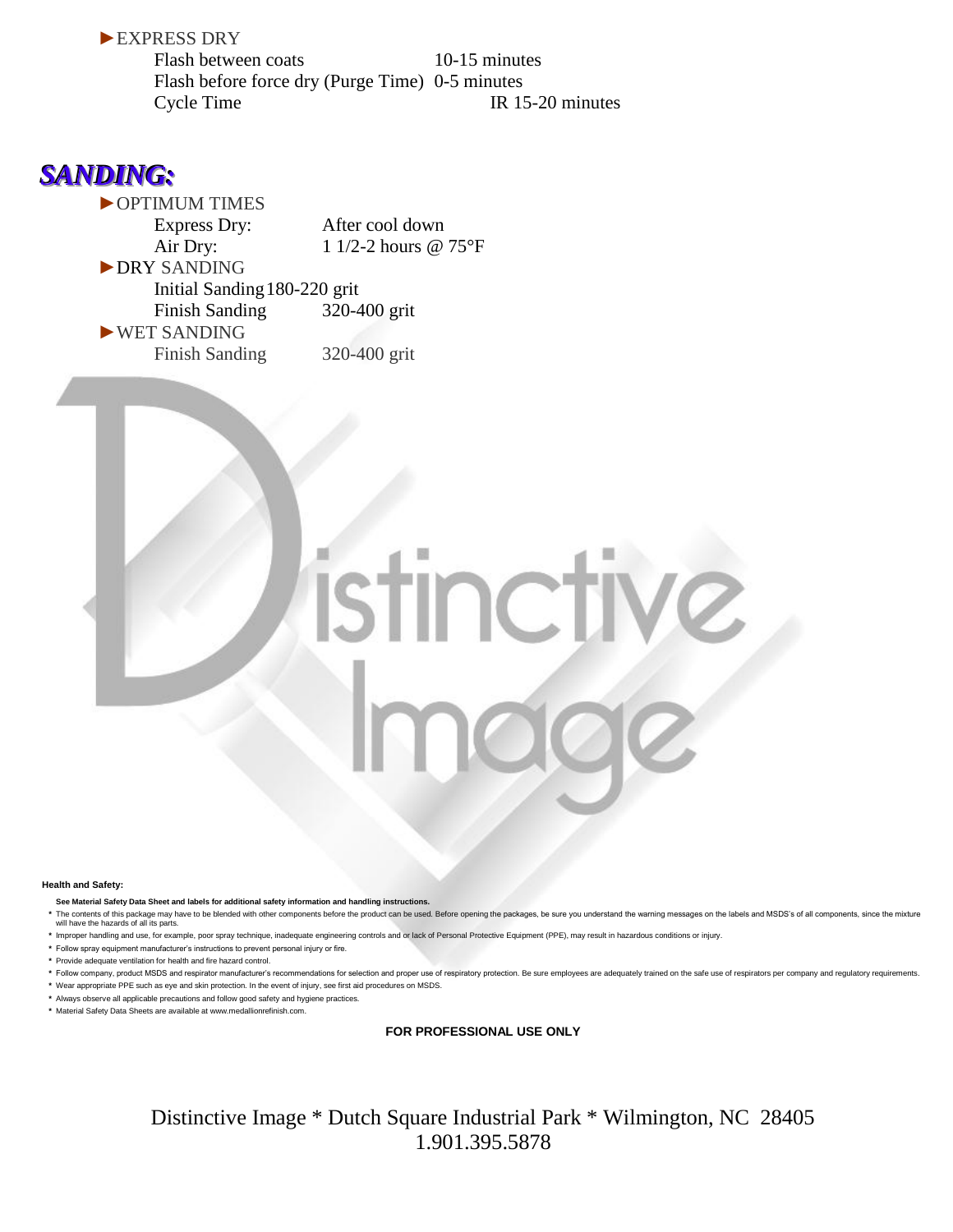►EXPRESS DRY

| | |
|---|---|
| Flash between coats | 10-15 minutes |
| Flash before force dry (Purge Time) | 0-5 minutes |
| Cycle Time | IR 15-20 minutes |

## SANDING:

►OPTIMUM TIMES

| | |
|---|---|
| Express Dry: | After cool down |
| Air Dry: | 1 1/2-2 hours @ 75°F |

►DRY SANDING

| | |
|---|---|
| Initial Sanding | 180-220 grit |
| Finish Sanding | 320-400 grit |

►WET SANDING

| | |
|---|---|
| Finish Sanding | 320-400 grit |

**Health and Safety:**

**See Material Safety Data Sheet and labels for additional safety information and handling instructions.**

* The contents of this package may have to be blended with other components before the product can be used. Before opening the packages, be sure you understand the warning messages on the labels and MSDS's of all components, since the mixture will have the hazards of all its parts.
* Improper handling and use, for example, poor spray technique, inadequate engineering controls and or lack of Personal Protective Equipment (PPE), may result in hazardous conditions or injury.
* Follow spray equipment manufacturer's instructions to prevent personal injury or fire.
* Provide adequate ventilation for health and fire hazard control.
* Follow company, product MSDS and respirator manufacturer's recommendations for selection and proper use of respiratory protection. Be sure employees are adequately trained on the safe use of respirators per company and regulatory requirements.
* Wear appropriate PPE such as eye and skin protection. In the event of injury, see first aid procedures on MSDS.
* Always observe all applicable precautions and follow good safety and hygiene practices.
* Material Safety Data Sheets are available at www.medallionrefinish.com.

**FOR PROFESSIONAL USE ONLY**

Distinctive Image * Dutch Square Industrial Park * Wilmington, NC 28405
1.901.395.5878